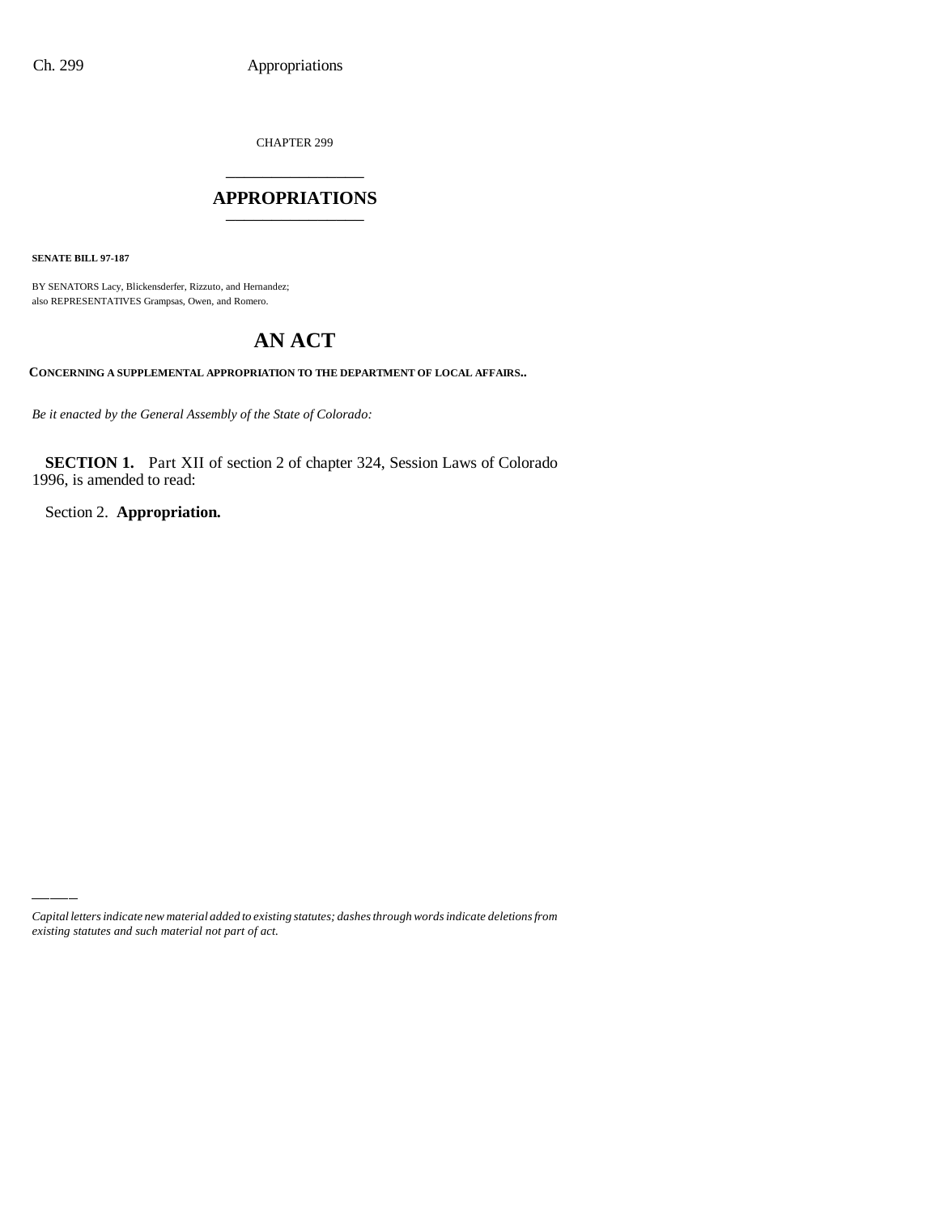CHAPTER 299

# APPROPRIATIONS

**SENATE BILL 97-187**

BY SENATORS Lacy, Blickensderfer, Rizzuto, and Hernandez;
also REPRESENTATIVES Grampsas, Owen, and Romero.

# AN ACT

**CONCERNING A SUPPLEMENTAL APPROPRIATION TO THE DEPARTMENT OF LOCAL AFFAIRS..**

*Be it enacted by the General Assembly of the State of Colorado:*

**SECTION 1.** Part XII of section 2 of chapter 324, Session Laws of Colorado 1996, is amended to read:

Section 2. **Appropriation.**

*Capital letters indicate new material added to existing statutes; dashes through words indicate deletions from existing statutes and such material not part of act.*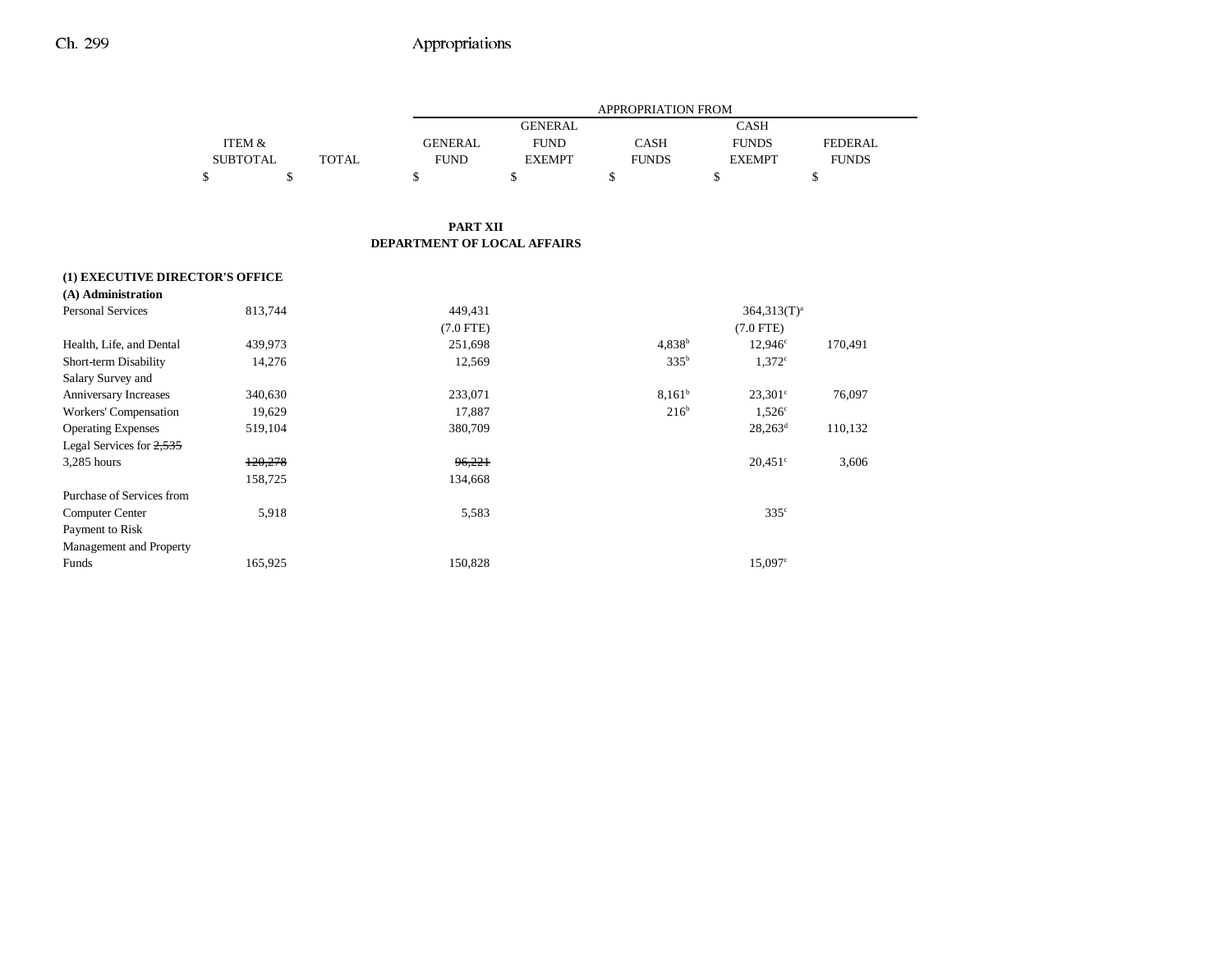| | ITEM & SUBTOTAL | TOTAL | GENERAL FUND | GENERAL FUND EXEMPT | CASH FUNDS | CASH FUNDS EXEMPT | FEDERAL FUNDS |
|---|---|---|---|---|---|---|---|
| | | | APPROPRIATION FROM | | | | |
| | $ | $ | $ | $ | $ | $ | $ |

**PART XII**
**DEPARTMENT OF LOCAL AFFAIRS**

| | ITEM & SUBTOTAL | TOTAL | GENERAL FUND | GENERAL FUND EXEMPT | CASH FUNDS | CASH FUNDS EXEMPT | FEDERAL FUNDS |
|---|---|---|---|---|---|---|---|
| **(1) EXECUTIVE DIRECTOR'S OFFICE** | | | | | | | |
| **(A) Administration** | | | | | | | |
| Personal Services | 813,744 | | 449,431 | | | 364,313(T)[a] | |
| | | | (7.0 FTE) | | | (7.0 FTE) | |
| Health, Life, and Dental | 439,973 | | 251,698 | | 4,838[b] | 12,946[c] | 170,491 |
| Short-term Disability | 14,276 | | 12,569 | | 335[b] | 1,372[c] | |
| Salary Survey and Anniversary Increases | 340,630 | | 233,071 | | 8,161[b] | 23,301[c] | 76,097 |
| Workers' Compensation | 19,629 | | 17,887 | | 216[b] | 1,526[c] | |
| Operating Expenses | 519,104 | | 380,709 | | | 28,263[d] | 110,132 |
| Legal Services for ~~2,535~~ 3,285 hours | ~~120,278~~ 158,725 | | ~~96,221~~ 134,668 | | | 20,451[c] | 3,606 |
| Purchase of Services from Computer Center | 5,918 | | 5,583 | | | 335[c] | |
| Payment to Risk Management and Property Funds | 165,925 | | 150,828 | | | 15,097[c] | |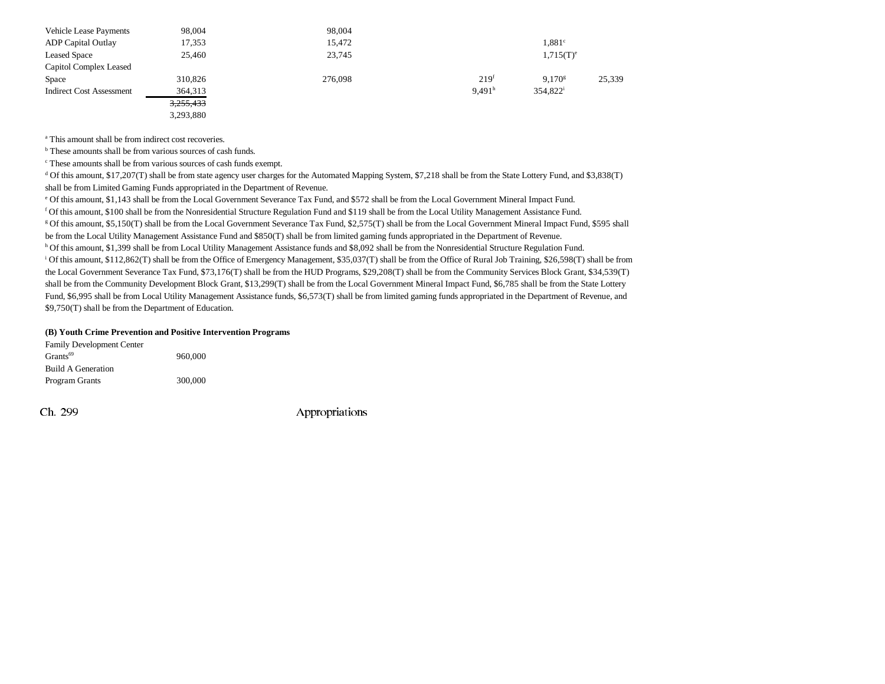| | | | | | | |
|---|---|---|---|---|---|---|
| Vehicle Lease Payments | 98,004 | | 98,004 | | | |
| ADP Capital Outlay | 17,353 | | 15,472 | | 1,881[c] | |
| Leased Space | 25,460 | | 23,745 | | 1,715(T)[e] | |
| Capitol Complex Leased Space | 310,826 | | 276,098 | 219[f] | 9,170[g] | 25,339 |
| Indirect Cost Assessment | 364,313 | | | 9,491[h] | 354,822[i] | |
| | ~~3,255,433~~ 3,293,880 | | | | | |

[a] This amount shall be from indirect cost recoveries.

[b] These amounts shall be from various sources of cash funds.

[c] These amounts shall be from various sources of cash funds exempt.

[d] Of this amount, $17,207(T) shall be from state agency user charges for the Automated Mapping System, $7,218 shall be from the State Lottery Fund, and $3,838(T) shall be from Limited Gaming Funds appropriated in the Department of Revenue.

[e] Of this amount, $1,143 shall be from the Local Government Severance Tax Fund, and $572 shall be from the Local Government Mineral Impact Fund.

[f] Of this amount, $100 shall be from the Nonresidential Structure Regulation Fund and $119 shall be from the Local Utility Management Assistance Fund.

[g] Of this amount, $5,150(T) shall be from the Local Government Severance Tax Fund, $2,575(T) shall be from the Local Government Mineral Impact Fund, $595 shall be from the Local Utility Management Assistance Fund and $850(T) shall be from limited gaming funds appropriated in the Department of Revenue.

[h] Of this amount, $1,399 shall be from Local Utility Management Assistance funds and $8,092 shall be from the Nonresidential Structure Regulation Fund.

[i] Of this amount, $112,862(T) shall be from the Office of Emergency Management, $35,037(T) shall be from the Office of Rural Job Training, $26,598(T) shall be from the Local Government Severance Tax Fund, $73,176(T) shall be from the HUD Programs, $29,208(T) shall be from the Community Services Block Grant, $34,539(T) shall be from the Community Development Block Grant, $13,299(T) shall be from the Local Government Mineral Impact Fund, $6,785 shall be from the State Lottery Fund, $6,995 shall be from Local Utility Management Assistance funds, $6,573(T) shall be from limited gaming funds appropriated in the Department of Revenue, and $9,750(T) shall be from the Department of Education.

**(B) Youth Crime Prevention and Positive Intervention Programs**

| | |
|---|---|
| Family Development Center Grants[69] | 960,000 |
| Build A Generation Program Grants | 300,000 |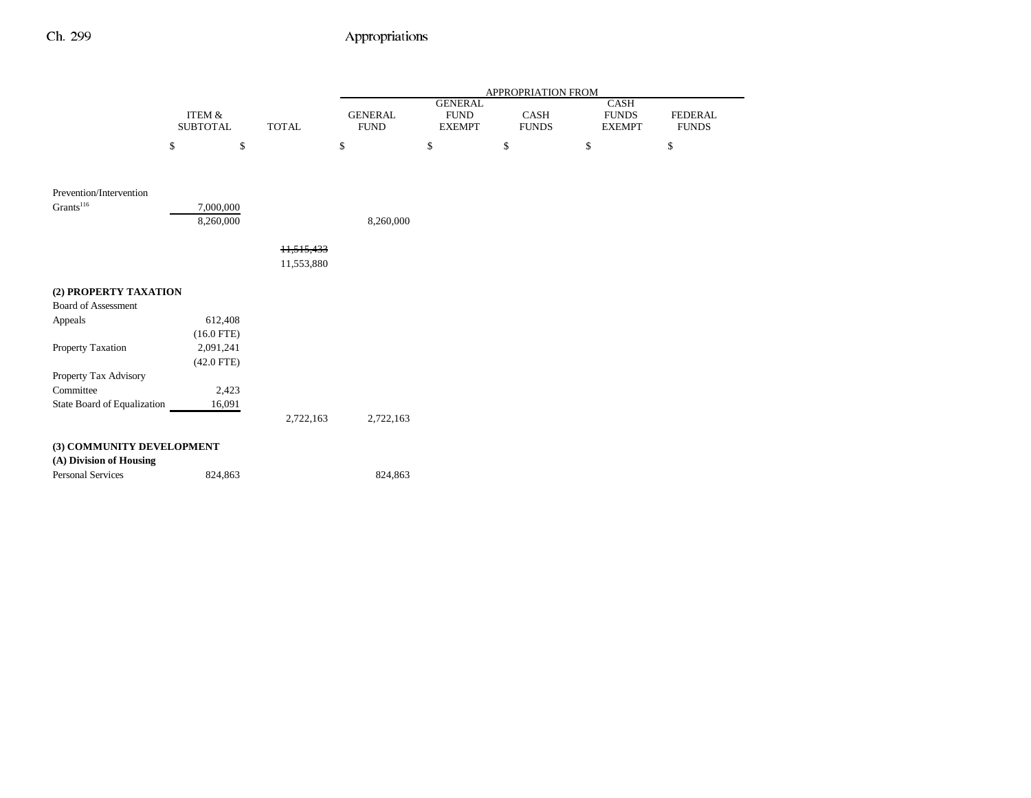| | ITEM & SUBTOTAL | TOTAL | APPROPRIATION FROM GENERAL FUND | GENERAL FUND EXEMPT | CASH FUNDS | CASH FUNDS EXEMPT | FEDERAL FUNDS |
|---|---|---|---|---|---|---|---|
| | $ | $ | $ | $ | $ | $ | $ |
| Prevention/Intervention Grants[116] | ~~7,000,000~~ 8,260,000 | | 8,260,000 | | | | |
| | | ~~11,515,433~~ 11,553,880 | | | | | |
| **(2) PROPERTY TAXATION** | | | | | | | |
| Board of Assessment Appeals | 612,408 (16.0 FTE) | | | | | | |
| Property Taxation | 2,091,241 (42.0 FTE) | | | | | | |
| Property Tax Advisory Committee | 2,423 | | | | | | |
| State Board of Equalization | 16,091 | | | | | | |
| | | 2,722,163 | 2,722,163 | | | | |
| **(3) COMMUNITY DEVELOPMENT** | | | | | | | |
| **(A) Division of Housing** | | | | | | | |
| Personal Services | 824,863 | | 824,863 | | | | |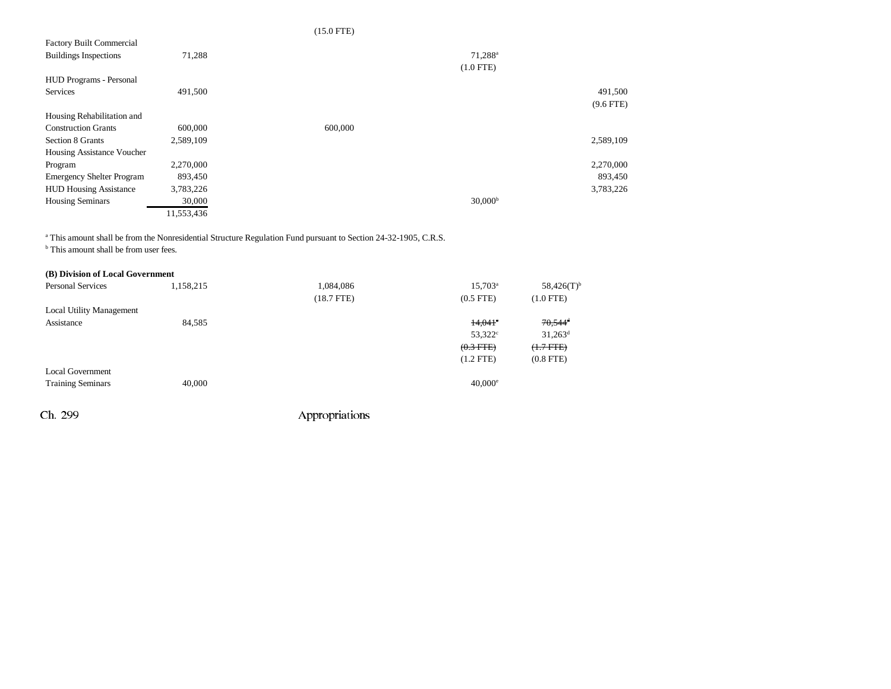| | | | | | |
|---|---|---|---|---|---|
| | | (15.0 FTE) | | | |
| Factory Built Commercial Buildings Inspections | 71,288 | | 71,288[a] | | |
| | | | (1.0 FTE) | | |
| HUD Programs - Personal Services | 491,500 | | | | 491,500 |
| | | | | | (9.6 FTE) |
| Housing Rehabilitation and Construction Grants | 600,000 | 600,000 | | | |
| Section 8 Grants | 2,589,109 | | | | 2,589,109 |
| Housing Assistance Voucher Program | 2,270,000 | | | | 2,270,000 |
| Emergency Shelter Program | 893,450 | | | | 893,450 |
| HUD Housing Assistance | 3,783,226 | | | | 3,783,226 |
| Housing Seminars | 30,000 | | 30,000[b] | | |
| | 11,553,436 | | | | |

[a] This amount shall be from the Nonresidential Structure Regulation Fund pursuant to Section 24-32-1905, C.R.S.
[b] This amount shall be from user fees.

| | | | | | |
|---|---|---|---|---|---|
| **(B) Division of Local Government** | | | | | |
| Personal Services | 1,158,215 | 1,084,086 | 15,703[a] | 58,426(T)[b] | |
| | | (18.7 FTE) | (0.5 FTE) | (1.0 FTE) | |
| Local Utility Management Assistance | 84,585 | | ~~14,041[c]~~ | ~~70,544[d]~~ | |
| | | | 53,322[c] | 31,263[d] | |
| | | | ~~(0.3 FTE)~~ | ~~(1.7 FTE)~~ | |
| | | | (1.2 FTE) | (0.8 FTE) | |
| Local Government Training Seminars | 40,000 | | 40,000[e] | | |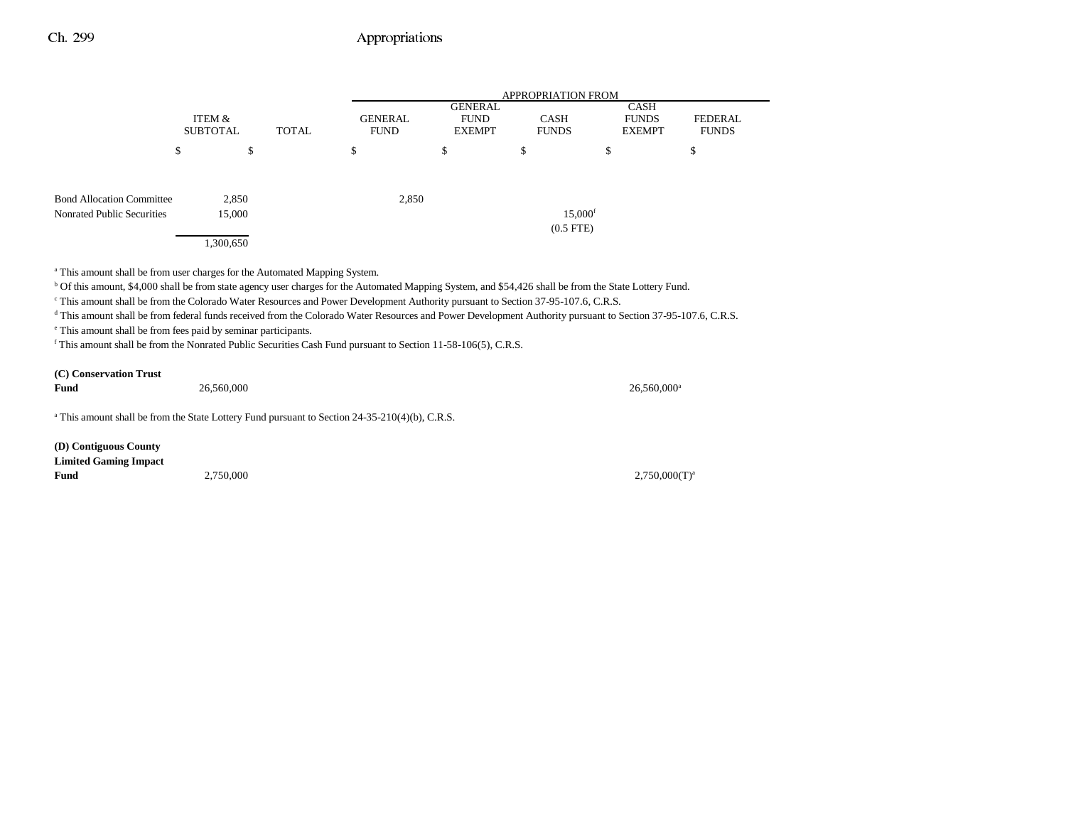| | ITEM & SUBTOTAL | TOTAL | GENERAL FUND | GENERAL FUND EXEMPT | CASH FUNDS | CASH FUNDS EXEMPT | FEDERAL FUNDS |
|---|---|---|---|---|---|---|---|
| | $ | $ | $ | $ | $ | $ | $ |
| Bond Allocation Committee | 2,850 | | 2,850 | | | | |
| Nonrated Public Securities | 15,000 | | | | 15,000[f] (0.5 FTE) | | |
| | 1,300,650 | | | | | | |

[a] This amount shall be from user charges for the Automated Mapping System.

[b] Of this amount, $4,000 shall be from state agency user charges for the Automated Mapping System, and $54,426 shall be from the State Lottery Fund.

[c] This amount shall be from the Colorado Water Resources and Power Development Authority pursuant to Section 37-95-107.6, C.R.S.

[d] This amount shall be from federal funds received from the Colorado Water Resources and Power Development Authority pursuant to Section 37-95-107.6, C.R.S.

[e] This amount shall be from fees paid by seminar participants.

[f] This amount shall be from the Nonrated Public Securities Cash Fund pursuant to Section 11-58-106(5), C.R.S.

| | ITEM & SUBTOTAL | TOTAL | GENERAL FUND | GENERAL FUND EXEMPT | CASH FUNDS | CASH FUNDS EXEMPT | FEDERAL FUNDS |
|---|---|---|---|---|---|---|---|
| **(C) Conservation Trust Fund** | | 26,560,000 | | | | 26,560,000[a] | |

[a] This amount shall be from the State Lottery Fund pursuant to Section 24-35-210(4)(b), C.R.S.

| | ITEM & SUBTOTAL | TOTAL | GENERAL FUND | GENERAL FUND EXEMPT | CASH FUNDS | CASH FUNDS EXEMPT | FEDERAL FUNDS |
|---|---|---|---|---|---|---|---|
| **(D) Contiguous County Limited Gaming Impact Fund** | | 2,750,000 | | | | 2,750,000(T)[a] | |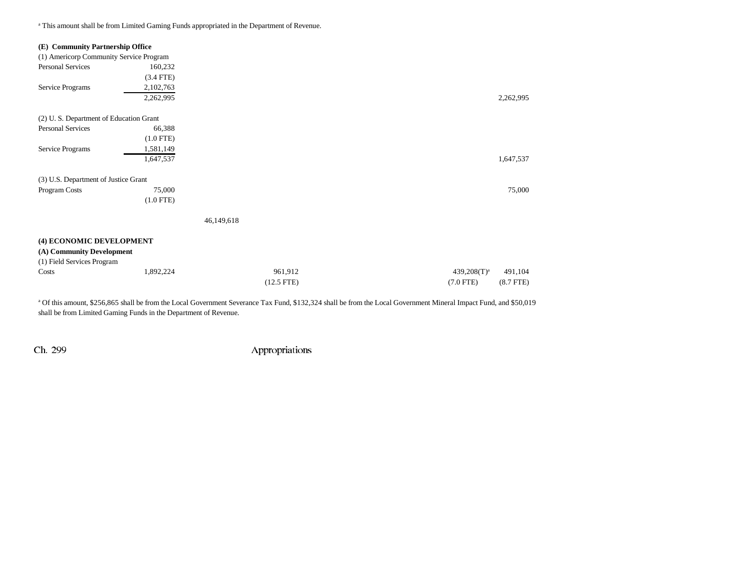[a] This amount shall be from Limited Gaming Funds appropriated in the Department of Revenue.

| | | | | | | |
|---|---|---|---|---|---|---|
| **(E) Community Partnership Office** | | | | | | |
| (1) Americorp Community Service Program | | | | | | |
| Personal Services | 160,232 | | | | | |
| | (3.4 FTE) | | | | | |
| Service Programs | 2,102,763 | | | | | |
| | 2,262,995 | | | | | 2,262,995 |
| (2) U. S. Department of Education Grant | | | | | | |
| Personal Services | 66,388 | | | | | |
| | (1.0 FTE) | | | | | |
| Service Programs | 1,581,149 | | | | | |
| | 1,647,537 | | | | | 1,647,537 |
| (3) U.S. Department of Justice Grant | | | | | | |
| Program Costs | 75,000 | | | | | 75,000 |
| | (1.0 FTE) | | | | | |
| | | 46,149,618 | | | | |
| **(4) ECONOMIC DEVELOPMENT** | | | | | | |
| **(A) Community Development** | | | | | | |
| (1) Field Services Program | | | | | | |
| Costs | 1,892,224 | | 961,912 | | 439,208(T)[a] | 491,104 |
| | | | (12.5 FTE) | | (7.0 FTE) | (8.7 FTE) |

[a] Of this amount, $256,865 shall be from the Local Government Severance Tax Fund, $132,324 shall be from the Local Government Mineral Impact Fund, and $50,019 shall be from Limited Gaming Funds in the Department of Revenue.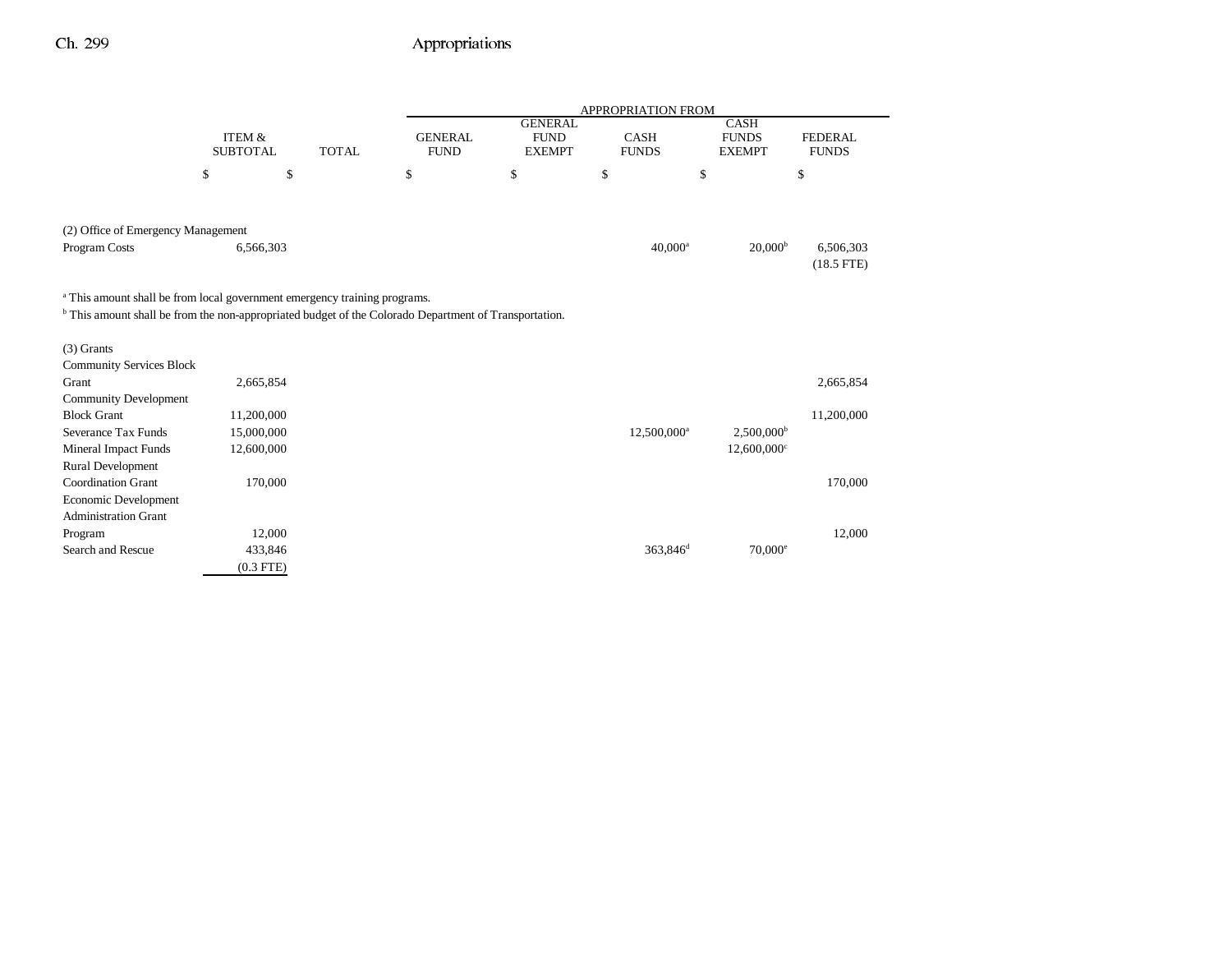| | ITEM & SUBTOTAL | TOTAL | APPROPRIATION FROM GENERAL FUND | GENERAL FUND EXEMPT | CASH FUNDS | CASH FUNDS EXEMPT | FEDERAL FUNDS |
|---|---|---|---|---|---|---|---|
| | $ | $ | $ | $ | $ | $ | $ |
| (2) Office of Emergency Management | | | | | | | |
| Program Costs | 6,566,303 | | | | 40,000[a] | 20,000[b] | 6,506,303 (18.5 FTE) |

[a] This amount shall be from local government emergency training programs.
[b] This amount shall be from the non-appropriated budget of the Colorado Department of Transportation.

| | ITEM & SUBTOTAL | TOTAL | GENERAL FUND | GENERAL FUND EXEMPT | CASH FUNDS | CASH FUNDS EXEMPT | FEDERAL FUNDS |
|---|---|---|---|---|---|---|---|
| (3) Grants | | | | | | | |
| Community Services Block Grant | 2,665,854 | | | | | | 2,665,854 |
| Community Development Block Grant | 11,200,000 | | | | | | 11,200,000 |
| Severance Tax Funds | 15,000,000 | | | | 12,500,000[a] | 2,500,000[b] | |
| Mineral Impact Funds | 12,600,000 | | | | | 12,600,000[c] | |
| Rural Development Coordination Grant | 170,000 | | | | | | 170,000 |
| Economic Development Administration Grant Program | 12,000 | | | | | | 12,000 |
| Search and Rescue | 433,846 (0.3 FTE) | | | | 363,846[d] | 70,000[e] | |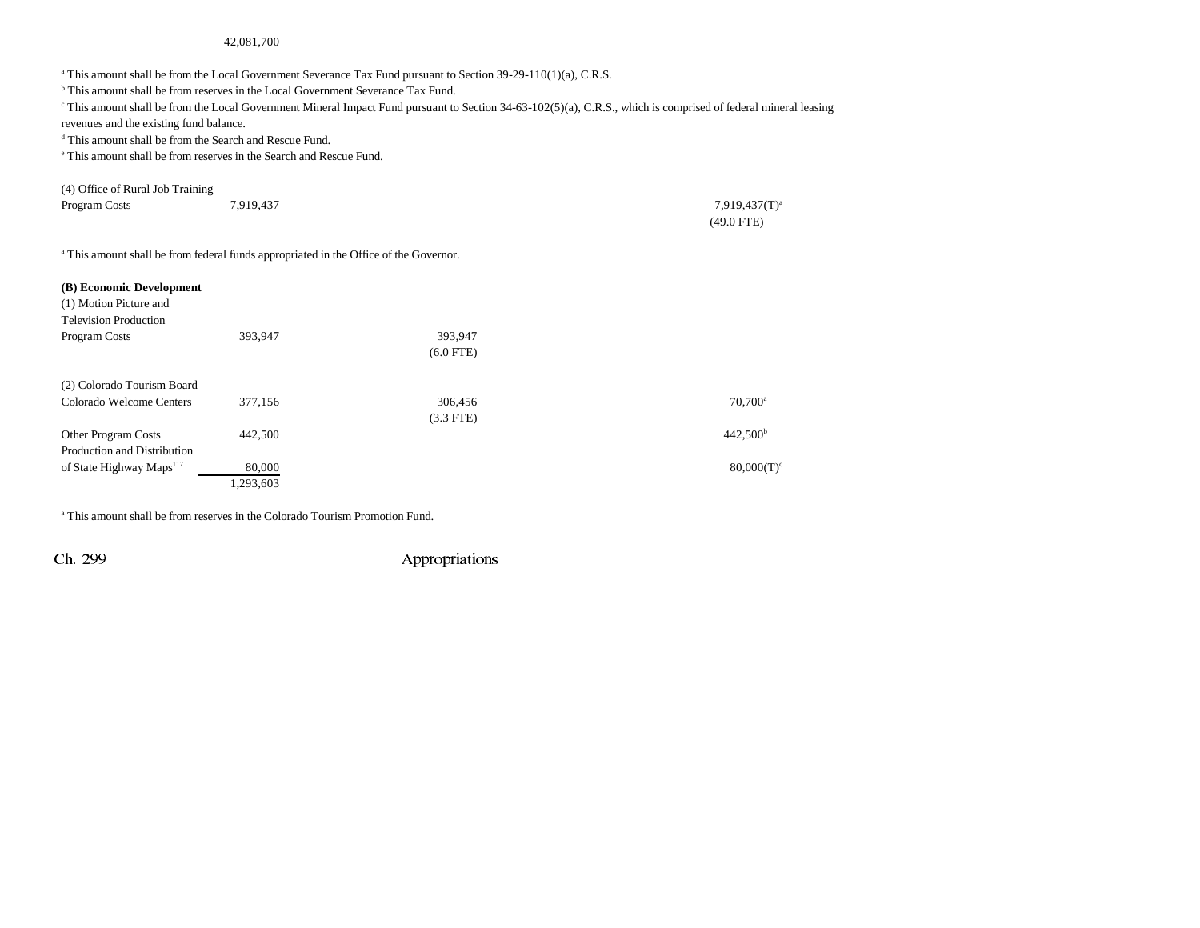42,081,700

[a] This amount shall be from the Local Government Severance Tax Fund pursuant to Section 39-29-110(1)(a), C.R.S.
[b] This amount shall be from reserves in the Local Government Severance Tax Fund.
[c] This amount shall be from the Local Government Mineral Impact Fund pursuant to Section 34-63-102(5)(a), C.R.S., which is comprised of federal mineral leasing revenues and the existing fund balance.
[d] This amount shall be from the Search and Rescue Fund.
[e] This amount shall be from reserves in the Search and Rescue Fund.

| | | | | |
|---|---|---|---|---|
| (4) Office of Rural Job Training | | | | |
| Program Costs | 7,919,437 | | | 7,919,437(T)[a] |
| | | | | (49.0 FTE) |

[a] This amount shall be from federal funds appropriated in the Office of the Governor.

**(B) Economic Development**

| | | | | |
|---|---|---|---|---|
| (1) Motion Picture and Television Production | | | | |
| Program Costs | 393,947 | 393,947 | | |
| | | (6.0 FTE) | | |
| (2) Colorado Tourism Board | | | | |
| Colorado Welcome Centers | 377,156 | 306,456 | | 70,700[a] |
| | | (3.3 FTE) | | |
| Other Program Costs | 442,500 | | | 442,500[b] |
| Production and Distribution of State Highway Maps[117] | 80,000 | | | 80,000(T)[c] |
| | 1,293,603 | | | |

[a] This amount shall be from reserves in the Colorado Tourism Promotion Fund.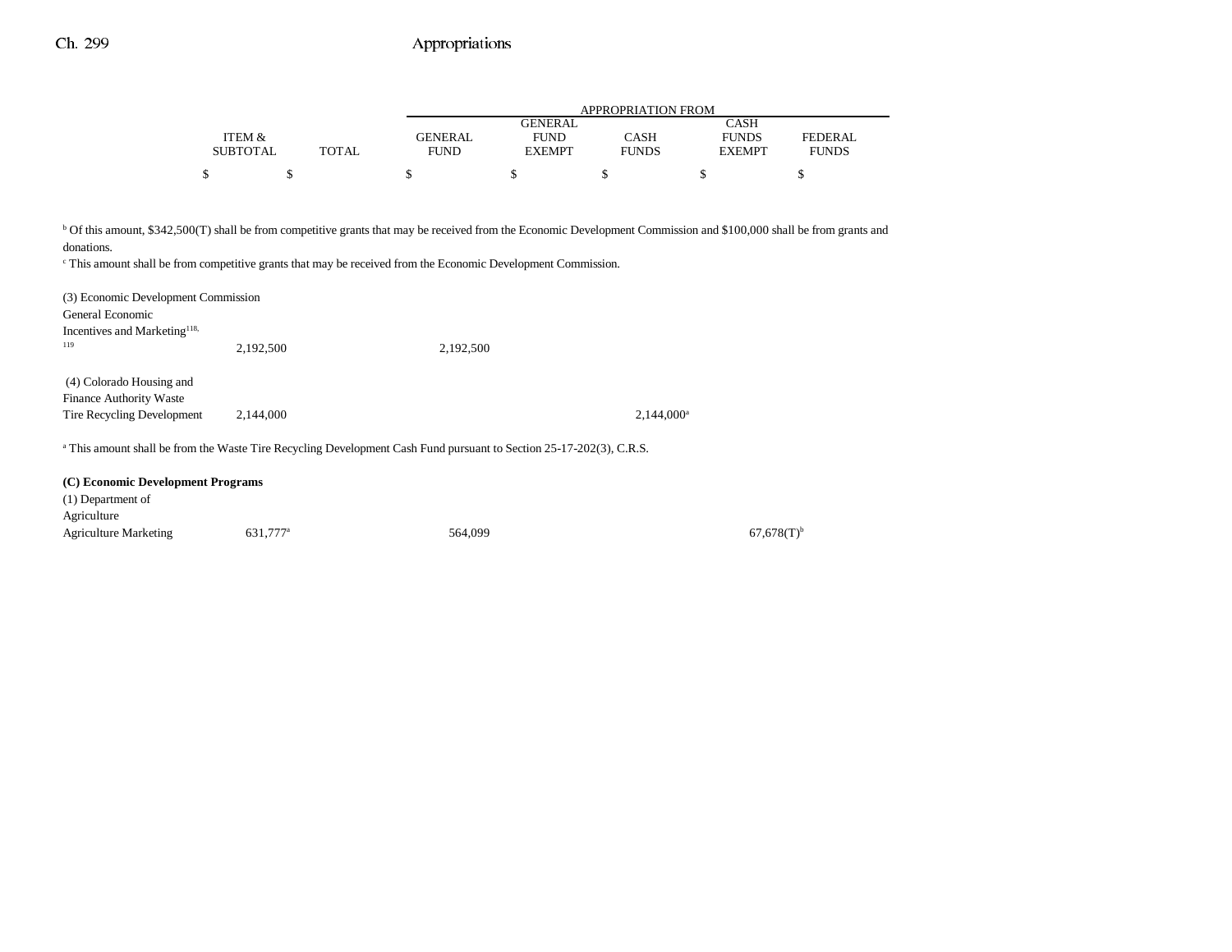| | ITEM & SUBTOTAL | TOTAL | GENERAL FUND | GENERAL FUND EXEMPT | CASH FUNDS | CASH FUNDS EXEMPT | FEDERAL FUNDS |
|---|---|---|---|---|---|---|---|
| | $ | $ | $ | $ | $ | $ | $ |

[b] Of this amount, $342,500(T) shall be from competitive grants that may be received from the Economic Development Commission and $100,000 shall be from grants and donations.

[c] This amount shall be from competitive grants that may be received from the Economic Development Commission.

| | ITEM & SUBTOTAL | TOTAL | GENERAL FUND | GENERAL FUND EXEMPT | CASH FUNDS | CASH FUNDS EXEMPT | FEDERAL FUNDS |
|---|---|---|---|---|---|---|---|
| (3) Economic Development Commission General Economic Incentives and Marketing[118, 119] | 2,192,500 | | 2,192,500 | | | | |
| (4) Colorado Housing and Finance Authority Waste Tire Recycling Development | 2,144,000 | | | | 2,144,000[a] | | |

[a] This amount shall be from the Waste Tire Recycling Development Cash Fund pursuant to Section 25-17-202(3), C.R.S.

**(C) Economic Development Programs**

| | ITEM & SUBTOTAL | TOTAL | GENERAL FUND | GENERAL FUND EXEMPT | CASH FUNDS | CASH FUNDS EXEMPT | FEDERAL FUNDS |
|---|---|---|---|---|---|---|---|
| (1) Department of Agriculture Agriculture Marketing | 631,777[a] | | 564,099 | | | 67,678(T)[b] | |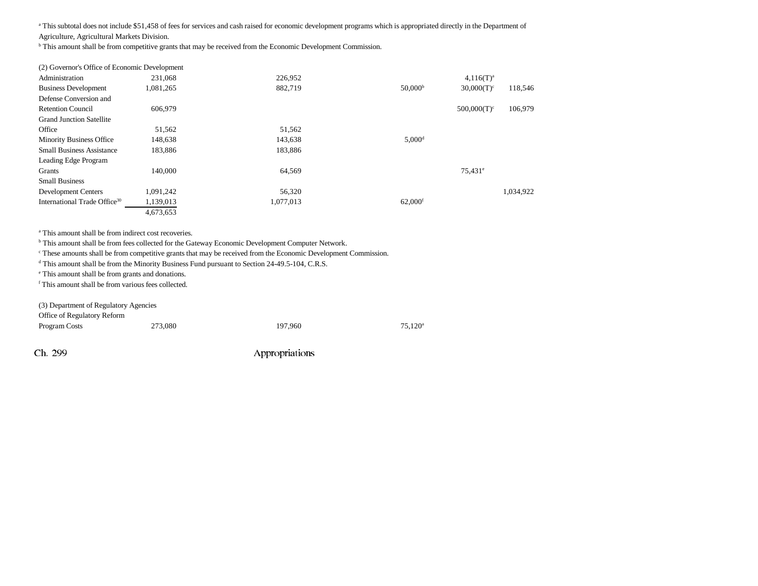[a] This subtotal does not include $51,458 of fees for services and cash raised for economic development programs which is appropriated directly in the Department of Agriculture, Agricultural Markets Division.

[b] This amount shall be from competitive grants that may be received from the Economic Development Commission.

(2) Governor's Office of Economic Development

| | | | | | |
|---|---|---|---|---|---|
| Administration | 231,068 | 226,952 | | 4,116(T)[a] | |
| Business Development | 1,081,265 | 882,719 | 50,000[b] | 30,000(T)[c] | 118,546 |
| Defense Conversion and Retention Council | 606,979 | | | 500,000(T)[c] | 106,979 |
| Grand Junction Satellite Office | 51,562 | 51,562 | | | |
| Minority Business Office | 148,638 | 143,638 | 5,000[d] | | |
| Small Business Assistance | 183,886 | 183,886 | | | |
| Leading Edge Program Grants | 140,000 | 64,569 | | 75,431[e] | |
| Small Business Development Centers | 1,091,242 | 56,320 | | | 1,034,922 |
| International Trade Office[30] | 1,139,013 | 1,077,013 | 62,000[f] | | |
| | 4,673,653 | | | | |

[a] This amount shall be from indirect cost recoveries.

[b] This amount shall be from fees collected for the Gateway Economic Development Computer Network.

[c] These amounts shall be from competitive grants that may be received from the Economic Development Commission.

[d] This amount shall be from the Minority Business Fund pursuant to Section 24-49.5-104, C.R.S.

[e] This amount shall be from grants and donations.

[f] This amount shall be from various fees collected.

(3) Department of Regulatory Agencies

| | | | | | |
|---|---|---|---|---|---|
| Office of Regulatory Reform Program Costs | 273,080 | 197,960 | 75,120[a] | | |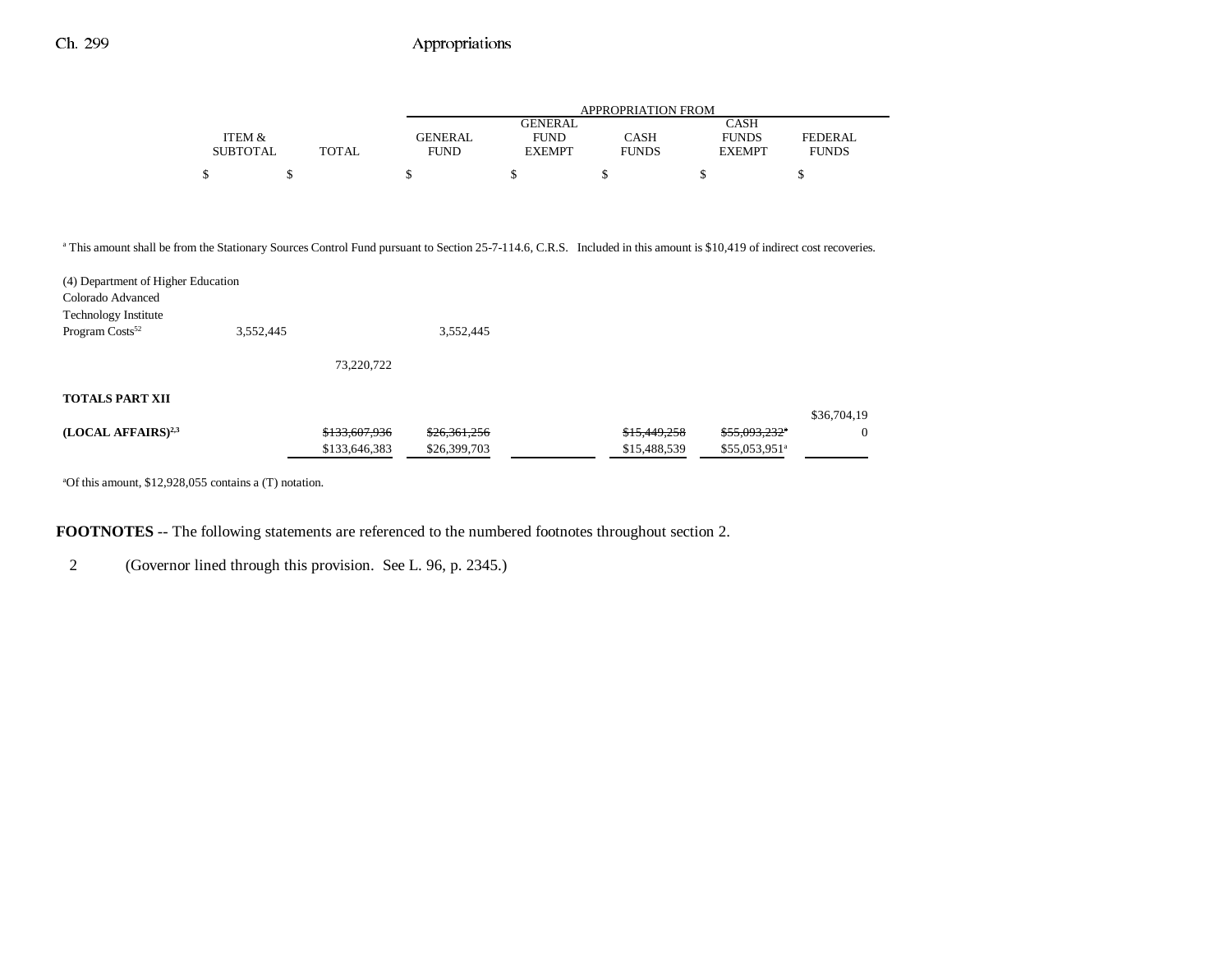| | ITEM & SUBTOTAL | TOTAL | GENERAL FUND | GENERAL FUND EXEMPT | CASH FUNDS | CASH FUNDS EXEMPT | FEDERAL FUNDS |
|---|---|---|---|---|---|---|---|
| | $ | $ | $ | $ | $ | $ | $ |

[a] This amount shall be from the Stationary Sources Control Fund pursuant to Section 25-7-114.6, C.R.S. Included in this amount is $10,419 of indirect cost recoveries.

| | ITEM & SUBTOTAL | TOTAL | GENERAL FUND | GENERAL FUND EXEMPT | CASH FUNDS | CASH FUNDS EXEMPT | FEDERAL FUNDS |
|---|---|---|---|---|---|---|---|
| (4) Department of Higher Education Colorado Advanced Technology Institute Program Costs[52] | 3,552,445 | | 3,552,445 | | | | |
| | | 73,220,722 | | | | | |
| **TOTALS PART XII (LOCAL AFFAIRS)[2,3]** | | ~~$133,607,936~~ $133,646,383 | ~~$26,361,256~~ $26,399,703 | | ~~$15,449,258~~ $15,488,539 | ~~$55,093,232[a]~~ $55,053,951[a] | $36,704,190 |

[a]Of this amount, $12,928,055 contains a (T) notation.

**FOOTNOTES** -- The following statements are referenced to the numbered footnotes throughout section 2.

2 (Governor lined through this provision. See L. 96, p. 2345.)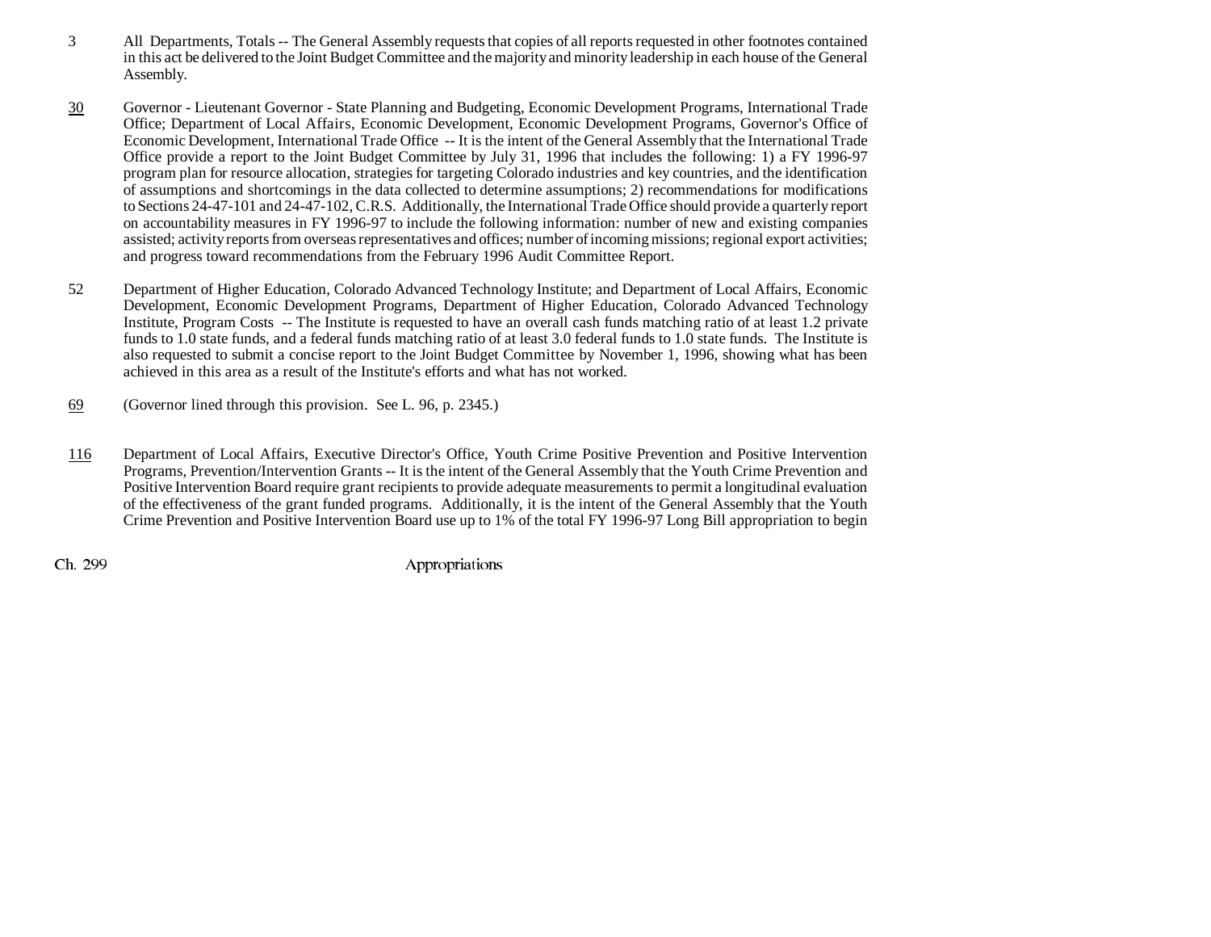3 All Departments, Totals -- The General Assembly requests that copies of all reports requested in other footnotes contained in this act be delivered to the Joint Budget Committee and the majority and minority leadership in each house of the General Assembly.

30 Governor - Lieutenant Governor - State Planning and Budgeting, Economic Development Programs, International Trade Office; Department of Local Affairs, Economic Development, Economic Development Programs, Governor's Office of Economic Development, International Trade Office -- It is the intent of the General Assembly that the International Trade Office provide a report to the Joint Budget Committee by July 31, 1996 that includes the following: 1) a FY 1996-97 program plan for resource allocation, strategies for targeting Colorado industries and key countries, and the identification of assumptions and shortcomings in the data collected to determine assumptions; 2) recommendations for modifications to Sections 24-47-101 and 24-47-102, C.R.S. Additionally, the International Trade Office should provide a quarterly report on accountability measures in FY 1996-97 to include the following information: number of new and existing companies assisted; activity reports from overseas representatives and offices; number of incoming missions; regional export activities; and progress toward recommendations from the February 1996 Audit Committee Report.

52 Department of Higher Education, Colorado Advanced Technology Institute; and Department of Local Affairs, Economic Development, Economic Development Programs, Department of Higher Education, Colorado Advanced Technology Institute, Program Costs -- The Institute is requested to have an overall cash funds matching ratio of at least 1.2 private funds to 1.0 state funds, and a federal funds matching ratio of at least 3.0 federal funds to 1.0 state funds. The Institute is also requested to submit a concise report to the Joint Budget Committee by November 1, 1996, showing what has been achieved in this area as a result of the Institute's efforts and what has not worked.

69 (Governor lined through this provision. See L. 96, p. 2345.)

116 Department of Local Affairs, Executive Director's Office, Youth Crime Positive Prevention and Positive Intervention Programs, Prevention/Intervention Grants -- It is the intent of the General Assembly that the Youth Crime Prevention and Positive Intervention Board require grant recipients to provide adequate measurements to permit a longitudinal evaluation of the effectiveness of the grant funded programs. Additionally, it is the intent of the General Assembly that the Youth Crime Prevention and Positive Intervention Board use up to 1% of the total FY 1996-97 Long Bill appropriation to begin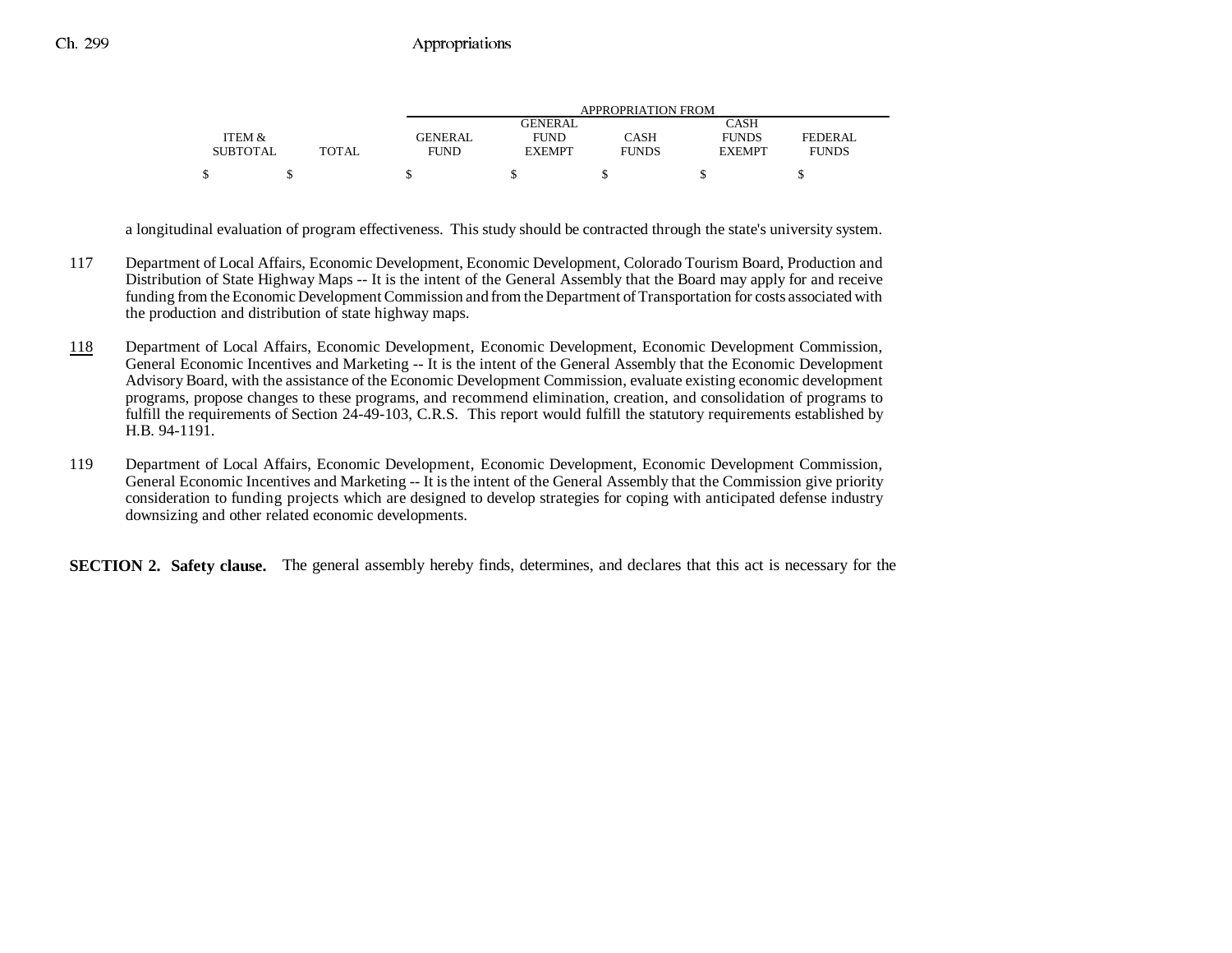| ITEM & SUBTOTAL | TOTAL | GENERAL FUND | GENERAL FUND EXEMPT | CASH FUNDS | CASH FUNDS EXEMPT | FEDERAL FUNDS |
|---|---|---|---|---|---|---|
| $ | $ | $ | $ | $ | $ | $ |

a longitudinal evaluation of program effectiveness. This study should be contracted through the state's university system.

117 Department of Local Affairs, Economic Development, Economic Development, Colorado Tourism Board, Production and Distribution of State Highway Maps -- It is the intent of the General Assembly that the Board may apply for and receive funding from the Economic Development Commission and from the Department of Transportation for costs associated with the production and distribution of state highway maps.

118 Department of Local Affairs, Economic Development, Economic Development, Economic Development Commission, General Economic Incentives and Marketing -- It is the intent of the General Assembly that the Economic Development Advisory Board, with the assistance of the Economic Development Commission, evaluate existing economic development programs, propose changes to these programs, and recommend elimination, creation, and consolidation of programs to fulfill the requirements of Section 24-49-103, C.R.S. This report would fulfill the statutory requirements established by H.B. 94-1191.

119 Department of Local Affairs, Economic Development, Economic Development, Economic Development Commission, General Economic Incentives and Marketing -- It is the intent of the General Assembly that the Commission give priority consideration to funding projects which are designed to develop strategies for coping with anticipated defense industry downsizing and other related economic developments.

**SECTION 2. Safety clause.** The general assembly hereby finds, determines, and declares that this act is necessary for the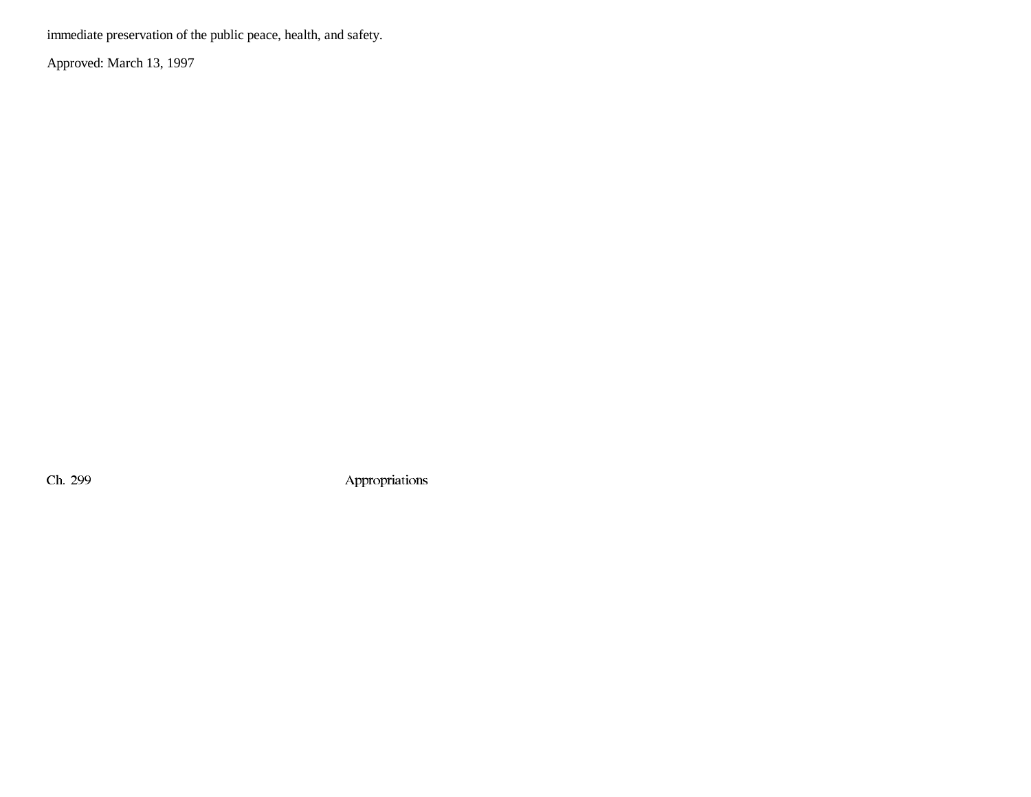immediate preservation of the public peace, health, and safety.

Approved: March 13, 1997